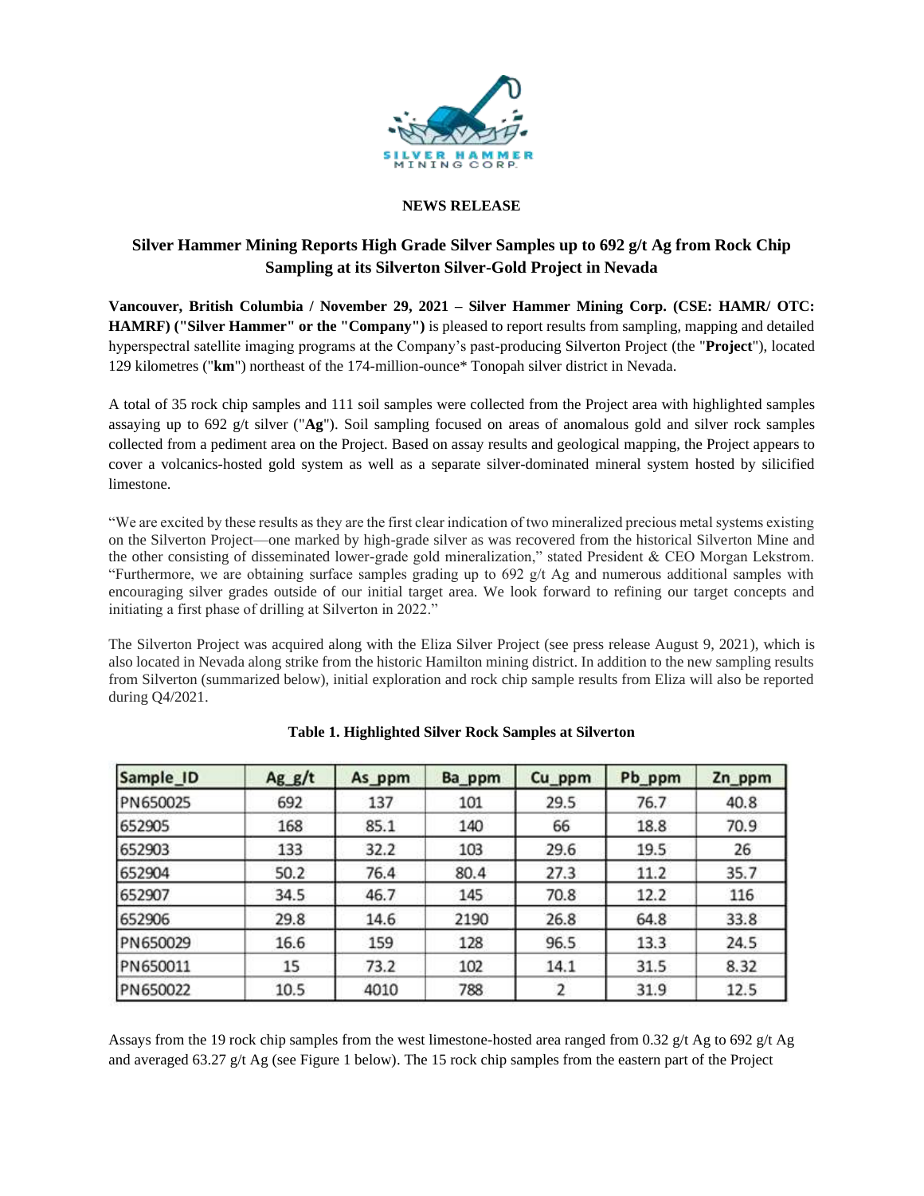**NEWS RELEASE**

## Silver Hammer Mining Reports High Grade Silver Samples up to 692 g/t Ag from Rock Chip Sampling at its Silverton Silver-Gold Project in Nevada

**Vancouver, British Columbia / November 29, 2021 – Silver Hammer Mining Corp. (CSE: HAMR/ OTC: HAMRF) ("Silver Hammer" or the "Company")** is pleased to report results from sampling, mapping and detailed hyperspectral satellite imaging programs at the Company's past-producing Silverton Project (the "**Project**"), located 129 kilometres ("**km**") northeast of the 174-million-ounce* Tonopah silver district in Nevada.

A total of 35 rock chip samples and 111 soil samples were collected from the Project area with highlighted samples assaying up to 692 g/t silver ("**Ag**"). Soil sampling focused on areas of anomalous gold and silver rock samples collected from a pediment area on the Project. Based on assay results and geological mapping, the Project appears to cover a volcanics-hosted gold system as well as a separate silver-dominated mineral system hosted by silicified limestone.

"We are excited by these results as they are the first clear indication of two mineralized precious metal systems existing on the Silverton Project—one marked by high-grade silver as was recovered from the historical Silverton Mine and the other consisting of disseminated lower-grade gold mineralization," stated President & CEO Morgan Lekstrom. "Furthermore, we are obtaining surface samples grading up to 692 g/t Ag and numerous additional samples with encouraging silver grades outside of our initial target area. We look forward to refining our target concepts and initiating a first phase of drilling at Silverton in 2022."

The Silverton Project was acquired along with the Eliza Silver Project (see press release August 9, 2021), which is also located in Nevada along strike from the historic Hamilton mining district. In addition to the new sampling results from Silverton (summarized below), initial exploration and rock chip sample results from Eliza will also be reported during Q4/2021.

**Table 1. Highlighted Silver Rock Samples at Silverton**

| Sample_ID | Ag_g/t | As_ppm | Ba_ppm | Cu_ppm | Pb_ppm | Zn_ppm |
|---|---|---|---|---|---|---|
| PN650025 | 692 | 137 | 101 | 29.5 | 76.7 | 40.8 |
| 652905 | 168 | 85.1 | 140 | 66 | 18.8 | 70.9 |
| 652903 | 133 | 32.2 | 103 | 29.6 | 19.5 | 26 |
| 652904 | 50.2 | 76.4 | 80.4 | 27.3 | 11.2 | 35.7 |
| 652907 | 34.5 | 46.7 | 145 | 70.8 | 12.2 | 116 |
| 652906 | 29.8 | 14.6 | 2190 | 26.8 | 64.8 | 33.8 |
| PN650029 | 16.6 | 159 | 128 | 96.5 | 13.3 | 24.5 |
| PN650011 | 15 | 73.2 | 102 | 14.1 | 31.5 | 8.32 |
| PN650022 | 10.5 | 4010 | 788 | 2 | 31.9 | 12.5 |

Assays from the 19 rock chip samples from the west limestone-hosted area ranged from 0.32 g/t Ag to 692 g/t Ag and averaged 63.27 g/t Ag (see Figure 1 below). The 15 rock chip samples from the eastern part of the Project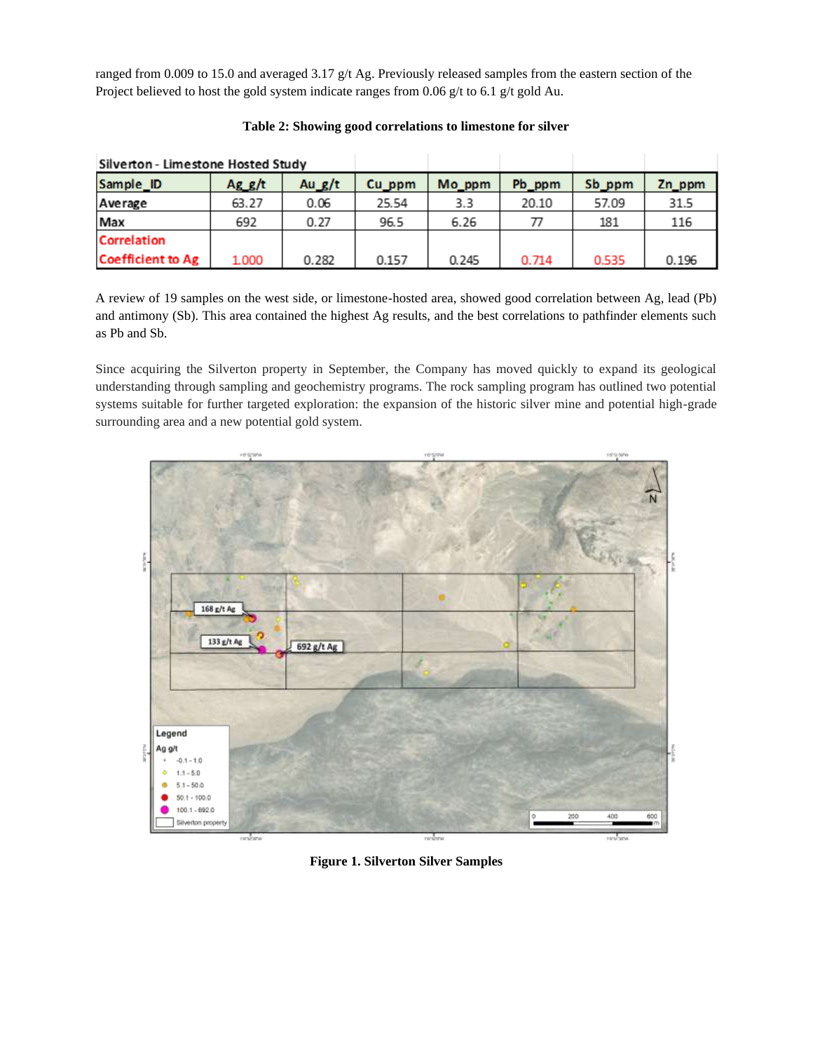ranged from 0.009 to 15.0 and averaged 3.17 g/t Ag. Previously released samples from the eastern section of the Project believed to host the gold system indicate ranges from 0.06 g/t to 6.1 g/t gold Au.

**Table 2: Showing good correlations to limestone for silver**

| Silverton - Limestone Hosted Study | | | | | | | |
|---|---|---|---|---|---|---|---|
| Sample_ID | Ag_g/t | Au_g/t | Cu_ppm | Mo_ppm | Pb_ppm | Sb_ppm | Zn_ppm |
| Average | 63.27 | 0.06 | 25.54 | 3.3 | 20.10 | 57.09 | 31.5 |
| Max | 692 | 0.27 | 96.5 | 6.26 | 77 | 181 | 116 |
| Correlation Coefficient to Ag | 1.000 | 0.282 | 0.157 | 0.245 | 0.714 | 0.535 | 0.196 |

A review of 19 samples on the west side, or limestone-hosted area, showed good correlation between Ag, lead (Pb) and antimony (Sb). This area contained the highest Ag results, and the best correlations to pathfinder elements such as Pb and Sb.

Since acquiring the Silverton property in September, the Company has moved quickly to expand its geological understanding through sampling and geochemistry programs. The rock sampling program has outlined two potential systems suitable for further targeted exploration: the expansion of the historic silver mine and potential high-grade surrounding area and a new potential gold system.

**Figure 1. Silverton Silver Samples**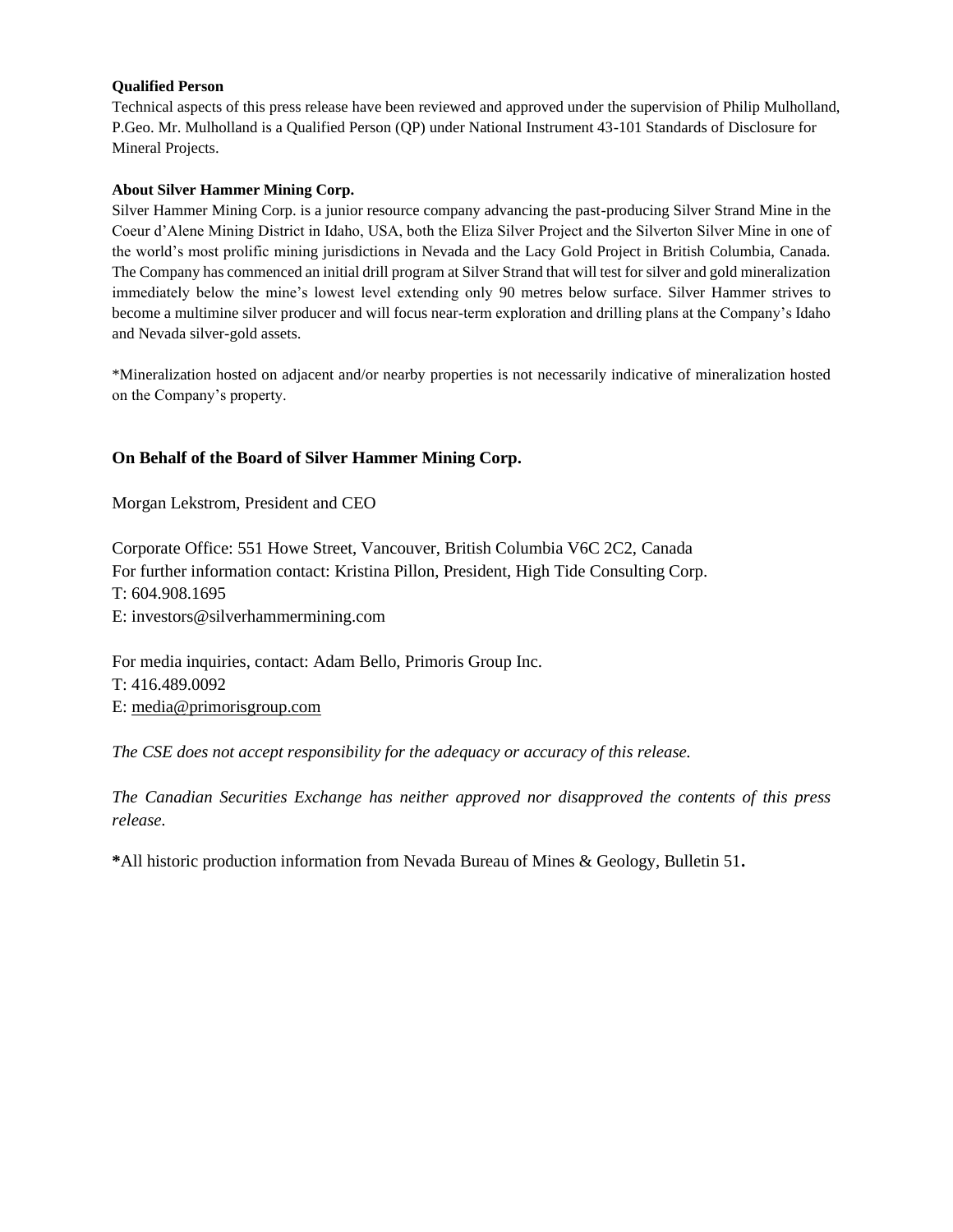**Qualified Person**

Technical aspects of this press release have been reviewed and approved under the supervision of Philip Mulholland, P.Geo. Mr. Mulholland is a Qualified Person (QP) under National Instrument 43-101 Standards of Disclosure for Mineral Projects.

**About Silver Hammer Mining Corp.**

Silver Hammer Mining Corp. is a junior resource company advancing the past-producing Silver Strand Mine in the Coeur d'Alene Mining District in Idaho, USA, both the Eliza Silver Project and the Silverton Silver Mine in one of the world's most prolific mining jurisdictions in Nevada and the Lacy Gold Project in British Columbia, Canada. The Company has commenced an initial drill program at Silver Strand that will test for silver and gold mineralization immediately below the mine's lowest level extending only 90 metres below surface. Silver Hammer strives to become a multimine silver producer and will focus near-term exploration and drilling plans at the Company's Idaho and Nevada silver-gold assets.

*Mineralization hosted on adjacent and/or nearby properties is not necessarily indicative of mineralization hosted on the Company's property.

**On Behalf of the Board of Silver Hammer Mining Corp.**

Morgan Lekstrom, President and CEO

Corporate Office: 551 Howe Street, Vancouver, British Columbia V6C 2C2, Canada
For further information contact: Kristina Pillon, President, High Tide Consulting Corp.
T: 604.908.1695
E: investors@silverhammermining.com

For media inquiries, contact: Adam Bello, Primoris Group Inc.
T: 416.489.0092
E: media@primorisgroup.com

*The CSE does not accept responsibility for the adequacy or accuracy of this release.*

*The Canadian Securities Exchange has neither approved nor disapproved the contents of this press release.*

**\***All historic production information from Nevada Bureau of Mines & Geology, Bulletin 51**.**